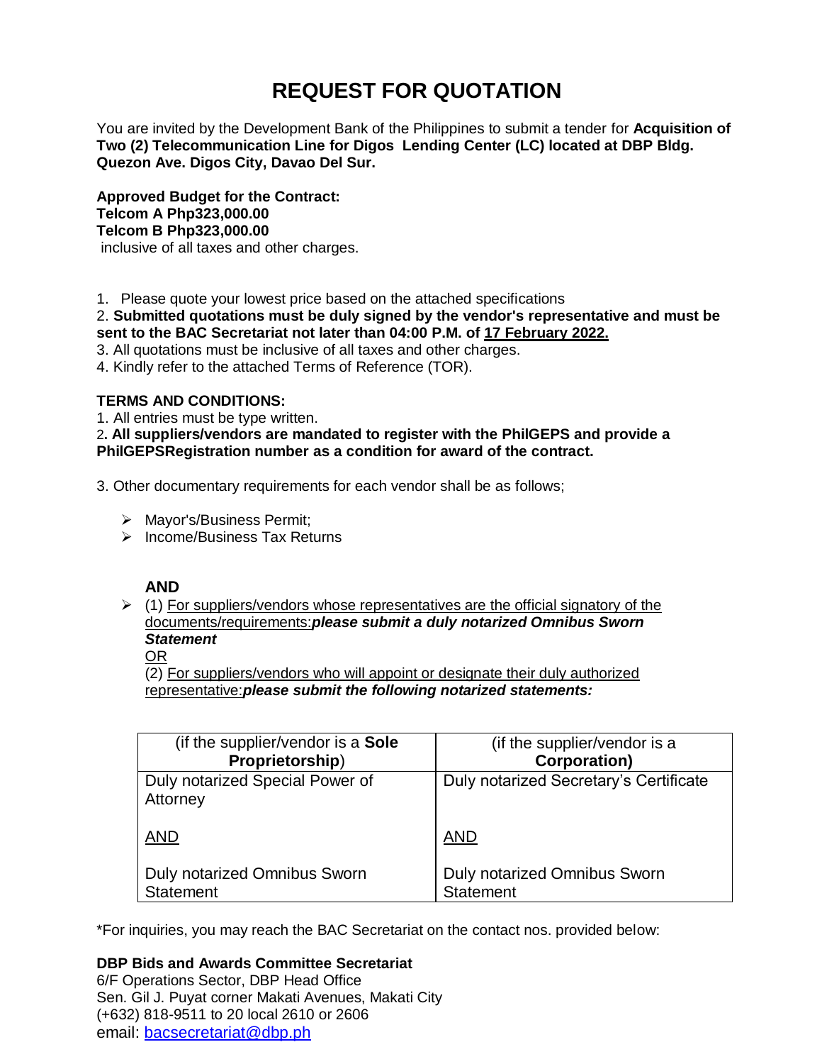# REQUEST FOR QUOTATION

You are invited by the Development Bank of the Philippines to submit a tender for **Acquisition of Two (2) Telecommunication Line for Digos Lending Center (LC) located at DBP Bldg. Quezon Ave. Digos City, Davao Del Sur.**

**Approved Budget for the Contract:**
**Telcom A Php323,000.00**
**Telcom B Php323,000.00**
inclusive of all taxes and other charges.

1. Please quote your lowest price based on the attached specifications
2. **Submitted quotations must be duly signed by the vendor's representative and must be sent to the BAC Secretariat not later than 04:00 P.M. of 17 February 2022.**
3. All quotations must be inclusive of all taxes and other charges.
4. Kindly refer to the attached Terms of Reference (TOR).

**TERMS AND CONDITIONS:**

1. All entries must be type written.
2. **All suppliers/vendors are mandated to register with the PhilGEPS and provide a PhilGEPSRegistration number as a condition for award of the contract.**

3. Other documentary requirements for each vendor shall be as follows;

- Mayor's/Business Permit;
- Income/Business Tax Returns

**AND**

- (1) For suppliers/vendors whose representatives are the official signatory of the documents/requirements:***please submit a duly notarized Omnibus Sworn Statement***

  OR

  (2) For suppliers/vendors who will appoint or designate their duly authorized representative:***please submit the following notarized statements:***

| (if the supplier/vendor is a **Sole Proprietorship**) | (if the supplier/vendor is a **Corporation)** |
|---|---|
| Duly notarized Special Power of Attorney<br><br>AND<br><br>Duly notarized Omnibus Sworn Statement | Duly notarized Secretary's Certificate<br><br>AND<br><br>Duly notarized Omnibus Sworn Statement |

*For inquiries, you may reach the BAC Secretariat on the contact nos. provided below:

**DBP Bids and Awards Committee Secretariat**
6/F Operations Sector, DBP Head Office
Sen. Gil J. Puyat corner Makati Avenues, Makati City
(+632) 818-9511 to 20 local 2610 or 2606
email: bacsecretariat@dbp.ph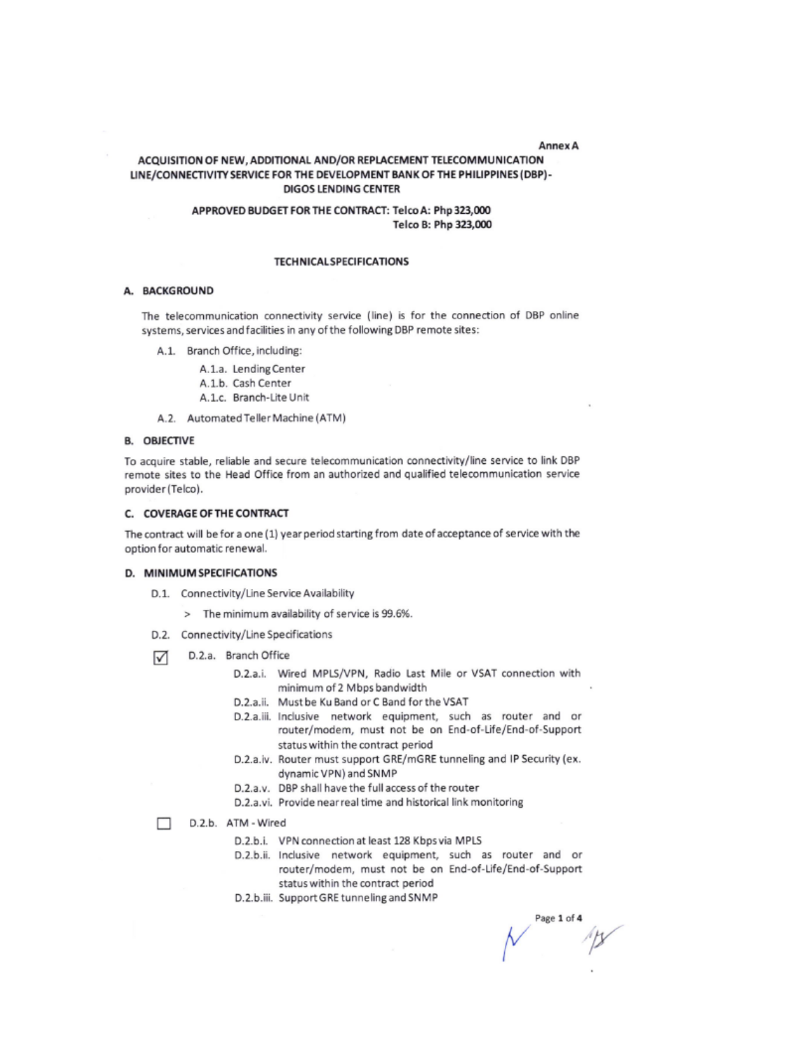Annex A

# ACQUISITION OF NEW, ADDITIONAL AND/OR REPLACEMENT TELECOMMUNICATION LINE/CONNECTIVITY SERVICE FOR THE DEVELOPMENT BANK OF THE PHILIPPINES (DBP) - DIGOS LENDING CENTER

**APPROVED BUDGET FOR THE CONTRACT: Telco A: Php 323,000**
**Telco B: Php 323,000**

## TECHNICAL SPECIFICATIONS

### A. BACKGROUND

The telecommunication connectivity service (line) is for the connection of DBP online systems, services and facilities in any of the following DBP remote sites:

- A.1. Branch Office, including:
  - A.1.a. Lending Center
  - A.1.b. Cash Center
  - A.1.c. Branch-Lite Unit
- A.2. Automated Teller Machine (ATM)

### B. OBJECTIVE

To acquire stable, reliable and secure telecommunication connectivity/line service to link DBP remote sites to the Head Office from an authorized and qualified telecommunication service provider (Telco).

### C. COVERAGE OF THE CONTRACT

The contract will be for a one (1) year period starting from date of acceptance of service with the option for automatic renewal.

### D. MINIMUM SPECIFICATIONS

- D.1. Connectivity/Line Service Availability
  - > The minimum availability of service is 99.6%.
- D.2. Connectivity/Line Specifications
  - ☑ D.2.a. Branch Office
    - D.2.a.i. Wired MPLS/VPN, Radio Last Mile or VSAT connection with minimum of 2 Mbps bandwidth
    - D.2.a.ii. Must be Ku Band or C Band for the VSAT
    - D.2.a.iii. Inclusive network equipment, such as router and or router/modem, must not be on End-of-Life/End-of-Support status within the contract period
    - D.2.a.iv. Router must support GRE/mGRE tunneling and IP Security (ex. dynamic VPN) and SNMP
    - D.2.a.v. DBP shall have the full access of the router
    - D.2.a.vi. Provide near real time and historical link monitoring
  - ☐ D.2.b. ATM - Wired
    - D.2.b.i. VPN connection at least 128 Kbps via MPLS
    - D.2.b.ii. Inclusive network equipment, such as router and or router/modem, must not be on End-of-Life/End-of-Support status within the contract period
    - D.2.b.iii. Support GRE tunneling and SNMP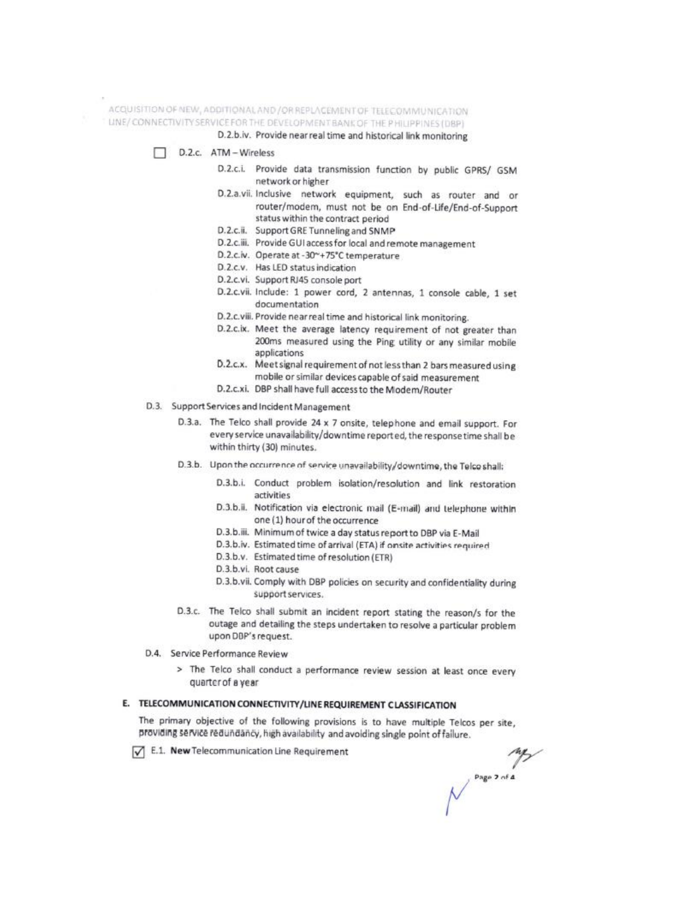D.2.b.iv. Provide near real time and historical link monitoring

☐ D.2.c. ATM – Wireless

- D.2.c.i. Provide data transmission function by public GPRS/ GSM network or higher
- D.2.a.vii. Inclusive network equipment, such as router and or router/modem, must not be on End-of-Life/End-of-Support status within the contract period
- D.2.c.ii. Support GRE Tunneling and SNMP
- D.2.c.iii. Provide GUI access for local and remote management
- D.2.c.iv. Operate at -30~+75°C temperature
- D.2.c.v. Has LED status indication
- D.2.c.vi. Support RJ45 console port
- D.2.c.vii. Include: 1 power cord, 2 antennas, 1 console cable, 1 set documentation
- D.2.c.viii. Provide near real time and historical link monitoring.
- D.2.c.ix. Meet the average latency requirement of not greater than 200ms measured using the Ping utility or any similar mobile applications
- D.2.c.x. Meet signal requirement of not less than 2 bars measured using mobile or similar devices capable of said measurement
- D.2.c.xi. DBP shall have full access to the Modem/Router

D.3. Support Services and Incident Management

- D.3.a. The Telco shall provide 24 x 7 onsite, telephone and email support. For every service unavailability/downtime reported, the response time shall be within thirty (30) minutes.
- D.3.b. Upon the occurrence of service unavailability/downtime, the Telco shall:
  - D.3.b.i. Conduct problem isolation/resolution and link restoration activities
  - D.3.b.ii. Notification via electronic mail (E-mail) and telephone within one (1) hour of the occurrence
  - D.3.b.iii. Minimum of twice a day status report to DBP via E-Mail
  - D.3.b.iv. Estimated time of arrival (ETA) if onsite activities required
  - D.3.b.v. Estimated time of resolution (ETR)
  - D.3.b.vi. Root cause
  - D.3.b.vii. Comply with DBP policies on security and confidentiality during support services.
- D.3.c. The Telco shall submit an incident report stating the reason/s for the outage and detailing the steps undertaken to resolve a particular problem upon DBP's request.

D.4. Service Performance Review

> The Telco shall conduct a performance review session at least once every quarter of a year

## E. TELECOMMUNICATION CONNECTIVITY/LINE REQUIREMENT CLASSIFICATION

The primary objective of the following provisions is to have multiple Telcos per site, providing service redundancy, high availability and avoiding single point of failure.

☑ E.1. **New** Telecommunication Line Requirement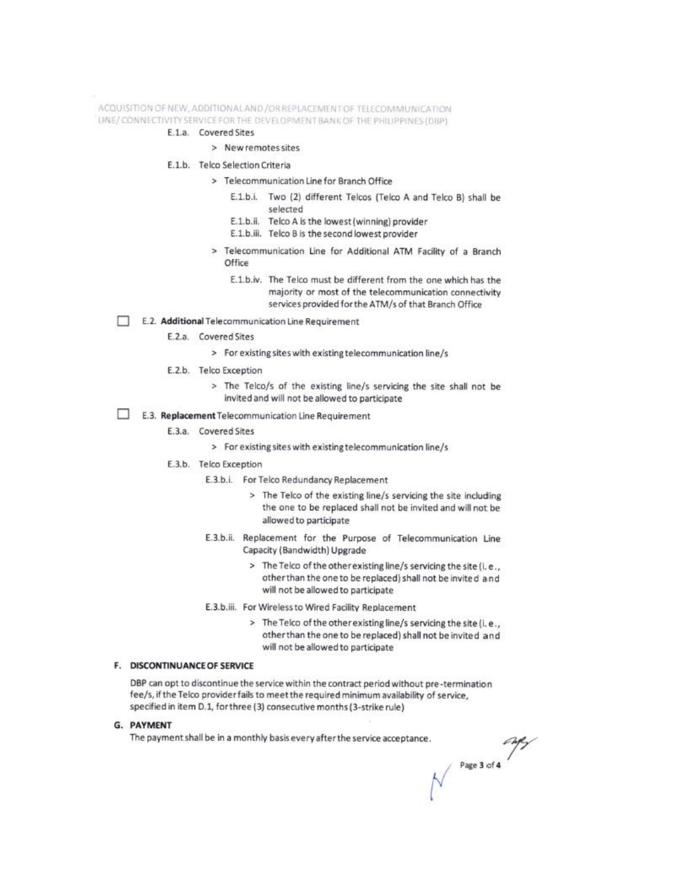E.1.a. Covered Sites

> New remotes sites

E.1.b. Telco Selection Criteria

> Telecommunication Line for Branch Office

E.1.b.i. Two (2) different Telcos (Telco A and Telco B) shall be selected

E.1.b.ii. Telco A is the lowest (winning) provider

E.1.b.iii. Telco B is the second lowest provider

> Telecommunication Line for Additional ATM Facility of a Branch Office

E.1.b.iv. The Telco must be different from the one which has the majority or most of the telecommunication connectivity services provided for the ATM/s of that Branch Office

☐ E.2. **Additional** Telecommunication Line Requirement

E.2.a. Covered Sites

> For existing sites with existing telecommunication line/s

E.2.b. Telco Exception

> The Telco/s of the existing line/s servicing the site shall not be invited and will not be allowed to participate

☐ E.3. **Replacement** Telecommunication Line Requirement

E.3.a. Covered Sites

> For existing sites with existing telecommunication line/s

E.3.b. Telco Exception

E.3.b.i. For Telco Redundancy Replacement

> The Telco of the existing line/s servicing the site including the one to be replaced shall not be invited and will not be allowed to participate

E.3.b.ii. Replacement for the Purpose of Telecommunication Line Capacity (Bandwidth) Upgrade

> The Telco of the other existing line/s servicing the site (i. e., other than the one to be replaced) shall not be invited and will not be allowed to participate

E.3.b.iii. For Wireless to Wired Facility Replacement

> The Telco of the other existing line/s servicing the site (i. e., other than the one to be replaced) shall not be invited and will not be allowed to participate

## F. DISCONTINUANCE OF SERVICE

DBP can opt to discontinue the service within the contract period without pre-termination fee/s, if the Telco provider fails to meet the required minimum availability of service, specified in item D.1, for three (3) consecutive months (3-strike rule)

## G. PAYMENT

The payment shall be in a monthly basis every after the service acceptance.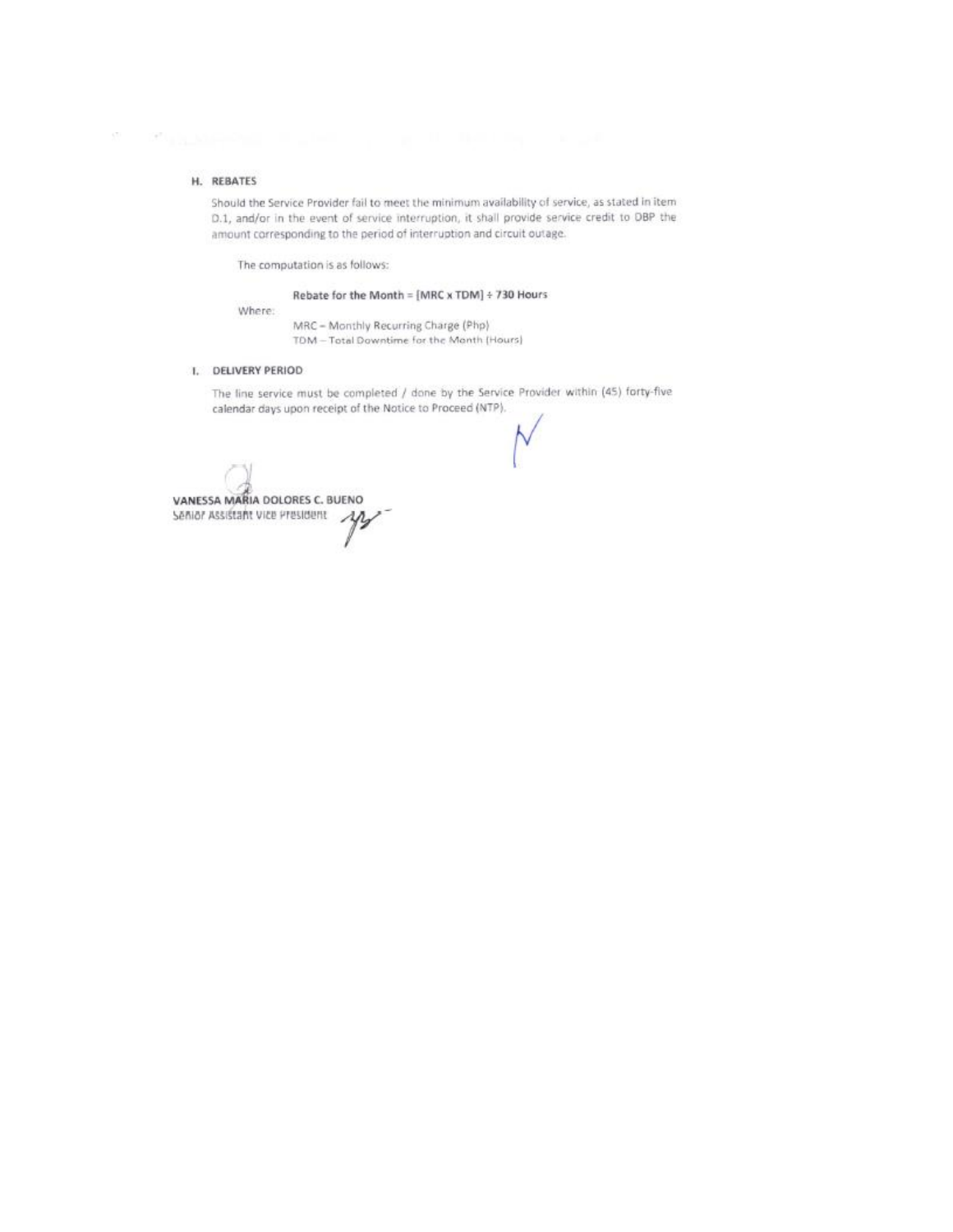### H. REBATES

Should the Service Provider fail to meet the minimum availability of service, as stated in item D.1, and/or in the event of service interruption, it shall provide service credit to DBP the amount corresponding to the period of interruption and circuit outage.

The computation is as follows:

**Rebate for the Month = [MRC x TDM] ÷ 730 Hours**

Where:

MRC – Monthly Recurring Charge (Php)
TDM – Total Downtime for the Month (Hours)

### I. DELIVERY PERIOD

The line service must be completed / done by the Service Provider within (45) forty-five calendar days upon receipt of the Notice to Proceed (NTP).

**VANESSA MARIA DOLORES C. BUENO**
Senior Assistant Vice President